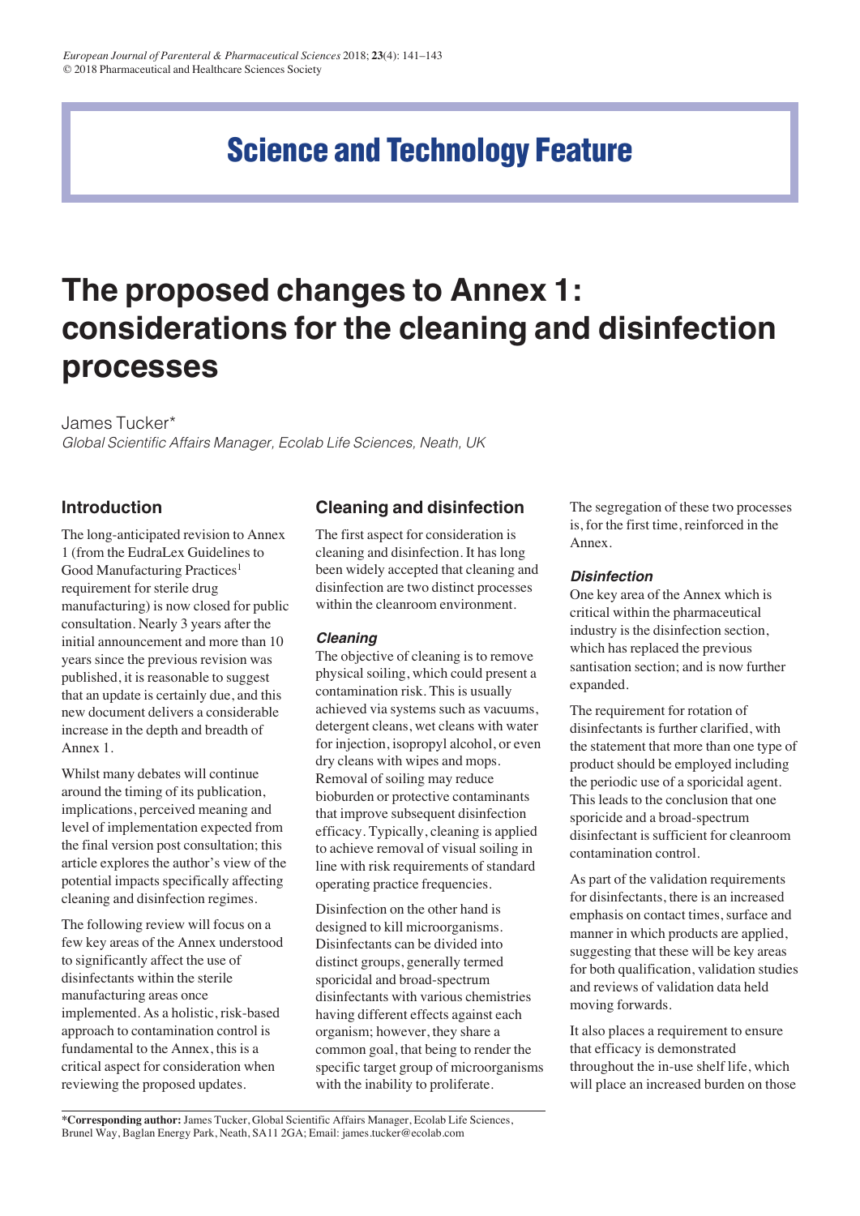Science and Technology Feature

# The proposed changes to Annex 1: considerations for the cleaning and disinfection processes

James Tucker*

*Global Scientific Affairs Manager, Ecolab Life Sciences, Neath, UK*

## Introduction

The long-anticipated revision to Annex 1 (from the EudraLex Guidelines to Good Manufacturing Practices[1] requirement for sterile drug manufacturing) is now closed for public consultation. Nearly 3 years after the initial announcement and more than 10 years since the previous revision was published, it is reasonable to suggest that an update is certainly due, and this new document delivers a considerable increase in the depth and breadth of Annex 1.

Whilst many debates will continue around the timing of its publication, implications, perceived meaning and level of implementation expected from the final version post consultation; this article explores the author's view of the potential impacts specifically affecting cleaning and disinfection regimes.

The following review will focus on a few key areas of the Annex understood to significantly affect the use of disinfectants within the sterile manufacturing areas once implemented. As a holistic, risk-based approach to contamination control is fundamental to the Annex, this is a critical aspect for consideration when reviewing the proposed updates.

## Cleaning and disinfection

The first aspect for consideration is cleaning and disinfection. It has long been widely accepted that cleaning and disinfection are two distinct processes within the cleanroom environment.

### *Cleaning*

The objective of cleaning is to remove physical soiling, which could present a contamination risk. This is usually achieved via systems such as vacuums, detergent cleans, wet cleans with water for injection, isopropyl alcohol, or even dry cleans with wipes and mops. Removal of soiling may reduce bioburden or protective contaminants that improve subsequent disinfection efficacy. Typically, cleaning is applied to achieve removal of visual soiling in line with risk requirements of standard operating practice frequencies.

Disinfection on the other hand is designed to kill microorganisms. Disinfectants can be divided into distinct groups, generally termed sporicidal and broad-spectrum disinfectants with various chemistries having different effects against each organism; however, they share a common goal, that being to render the specific target group of microorganisms with the inability to proliferate.

The segregation of these two processes is, for the first time, reinforced in the Annex.

### *Disinfection*

One key area of the Annex which is critical within the pharmaceutical industry is the disinfection section, which has replaced the previous santisation section; and is now further expanded.

The requirement for rotation of disinfectants is further clarified, with the statement that more than one type of product should be employed including the periodic use of a sporicidal agent. This leads to the conclusion that one sporicide and a broad-spectrum disinfectant is sufficient for cleanroom contamination control.

As part of the validation requirements for disinfectants, there is an increased emphasis on contact times, surface and manner in which products are applied, suggesting that these will be key areas for both qualification, validation studies and reviews of validation data held moving forwards.

It also places a requirement to ensure that efficacy is demonstrated throughout the in-use shelf life, which will place an increased burden on those

---

***Corresponding author:** James Tucker, Global Scientific Affairs Manager, Ecolab Life Sciences, Brunel Way, Baglan Energy Park, Neath, SA11 2GA; Email: james.tucker@ecolab.com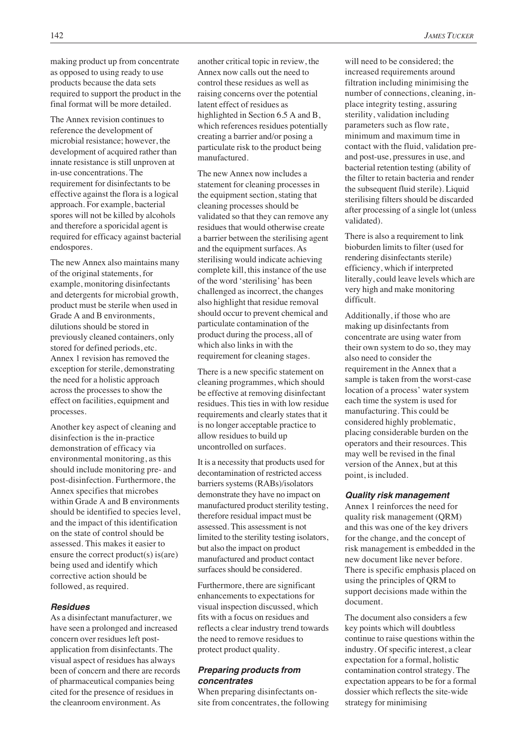making product up from concentrate as opposed to using ready to use products because the data sets required to support the product in the final format will be more detailed.

The Annex revision continues to reference the development of microbial resistance; however, the development of acquired rather than innate resistance is still unproven at in-use concentrations. The requirement for disinfectants to be effective against the flora is a logical approach. For example, bacterial spores will not be killed by alcohols and therefore a sporicidal agent is required for efficacy against bacterial endospores.

The new Annex also maintains many of the original statements, for example, monitoring disinfectants and detergents for microbial growth, product must be sterile when used in Grade A and B environments, dilutions should be stored in previously cleaned containers, only stored for defined periods, etc. Annex 1 revision has removed the exception for sterile, demonstrating the need for a holistic approach across the processes to show the effect on facilities, equipment and processes.

Another key aspect of cleaning and disinfection is the in-practice demonstration of efficacy via environmental monitoring, as this should include monitoring pre- and post-disinfection. Furthermore, the Annex specifies that microbes within Grade A and B environments should be identified to species level, and the impact of this identification on the state of control should be assessed. This makes it easier to ensure the correct product(s) is(are) being used and identify which corrective action should be followed, as required.

### Residues

As a disinfectant manufacturer, we have seen a prolonged and increased concern over residues left post-application from disinfectants. The visual aspect of residues has always been of concern and there are records of pharmaceutical companies being cited for the presence of residues in the cleanroom environment. As another critical topic in review, the Annex now calls out the need to control these residues as well as raising concerns over the potential latent effect of residues as highlighted in Section 6.5 A and B, which references residues potentially creating a barrier and/or posing a particulate risk to the product being manufactured.

The new Annex now includes a statement for cleaning processes in the equipment section, stating that cleaning processes should be validated so that they can remove any residues that would otherwise create a barrier between the sterilising agent and the equipment surfaces. As sterilising would indicate achieving complete kill, this instance of the use of the word 'sterilising' has been challenged as incorrect, the changes also highlight that residue removal should occur to prevent chemical and particulate contamination of the product during the process, all of which also links in with the requirement for cleaning stages.

There is a new specific statement on cleaning programmes, which should be effective at removing disinfectant residues. This ties in with low residue requirements and clearly states that it is no longer acceptable practice to allow residues to build up uncontrolled on surfaces.

It is a necessity that products used for decontamination of restricted access barriers systems (RABs)/isolators demonstrate they have no impact on manufactured product sterility testing, therefore residual impact must be assessed. This assessment is not limited to the sterility testing isolators, but also the impact on product manufactured and product contact surfaces should be considered.

Furthermore, there are significant enhancements to expectations for visual inspection discussed, which fits with a focus on residues and reflects a clear industry trend towards the need to remove residues to protect product quality.

### Preparing products from concentrates

When preparing disinfectants on-site from concentrates, the following will need to be considered; the increased requirements around filtration including minimising the number of connections, cleaning, in-place integrity testing, assuring sterility, validation including parameters such as flow rate, minimum and maximum time in contact with the fluid, validation pre- and post-use, pressures in use, and bacterial retention testing (ability of the filter to retain bacteria and render the subsequent fluid sterile). Liquid sterilising filters should be discarded after processing of a single lot (unless validated).

There is also a requirement to link bioburden limits to filter (used for rendering disinfectants sterile) efficiency, which if interpreted literally, could leave levels which are very high and make monitoring difficult.

Additionally, if those who are making up disinfectants from concentrate are using water from their own system to do so, they may also need to consider the requirement in the Annex that a sample is taken from the worst-case location of a process' water system each time the system is used for manufacturing. This could be considered highly problematic, placing considerable burden on the operators and their resources. This may well be revised in the final version of the Annex, but at this point, is included.

### Quality risk management

Annex 1 reinforces the need for quality risk management (QRM) and this was one of the key drivers for the change, and the concept of risk management is embedded in the new document like never before. There is specific emphasis placed on using the principles of QRM to support decisions made within the document.

The document also considers a few key points which will doubtless continue to raise questions within the industry. Of specific interest, a clear expectation for a formal, holistic contamination control strategy. The expectation appears to be for a formal dossier which reflects the site-wide strategy for minimising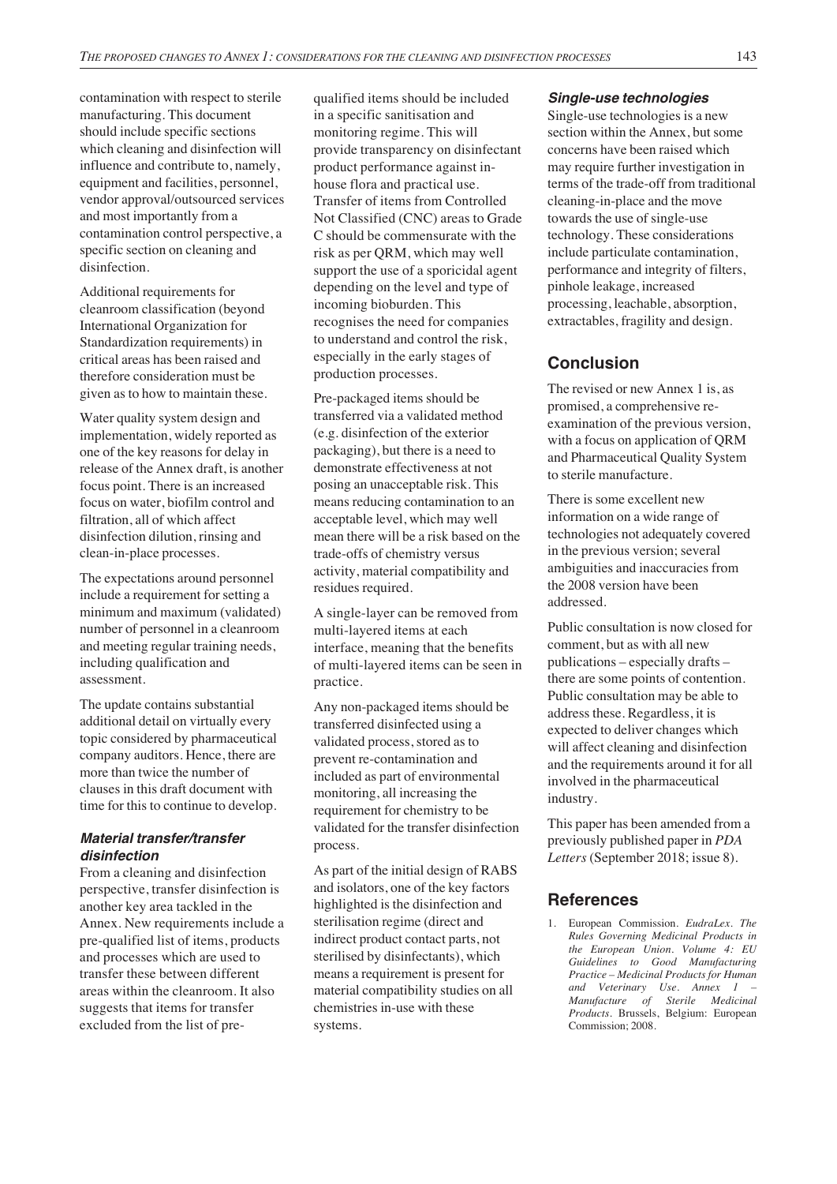contamination with respect to sterile manufacturing. This document should include specific sections which cleaning and disinfection will influence and contribute to, namely, equipment and facilities, personnel, vendor approval/outsourced services and most importantly from a contamination control perspective, a specific section on cleaning and disinfection.

Additional requirements for cleanroom classification (beyond International Organization for Standardization requirements) in critical areas has been raised and therefore consideration must be given as to how to maintain these.

Water quality system design and implementation, widely reported as one of the key reasons for delay in release of the Annex draft, is another focus point. There is an increased focus on water, biofilm control and filtration, all of which affect disinfection dilution, rinsing and clean-in-place processes.

The expectations around personnel include a requirement for setting a minimum and maximum (validated) number of personnel in a cleanroom and meeting regular training needs, including qualification and assessment.

The update contains substantial additional detail on virtually every topic considered by pharmaceutical company auditors. Hence, there are more than twice the number of clauses in this draft document with time for this to continue to develop.

### *Material transfer/transfer disinfection*

From a cleaning and disinfection perspective, transfer disinfection is another key area tackled in the Annex. New requirements include a pre-qualified list of items, products and processes which are used to transfer these between different areas within the cleanroom. It also suggests that items for transfer excluded from the list of pre-qualified items should be included in a specific sanitisation and monitoring regime. This will provide transparency on disinfectant product performance against in-house flora and practical use. Transfer of items from Controlled Not Classified (CNC) areas to Grade C should be commensurate with the risk as per QRM, which may well support the use of a sporicidal agent depending on the level and type of incoming bioburden. This recognises the need for companies to understand and control the risk, especially in the early stages of production processes.

Pre-packaged items should be transferred via a validated method (e.g. disinfection of the exterior packaging), but there is a need to demonstrate effectiveness at not posing an unacceptable risk. This means reducing contamination to an acceptable level, which may well mean there will be a risk based on the trade-offs of chemistry versus activity, material compatibility and residues required.

A single-layer can be removed from multi-layered items at each interface, meaning that the benefits of multi-layered items can be seen in practice.

Any non-packaged items should be transferred disinfected using a validated process, stored as to prevent re-contamination and included as part of environmental monitoring, all increasing the requirement for chemistry to be validated for the transfer disinfection process.

As part of the initial design of RABS and isolators, one of the key factors highlighted is the disinfection and sterilisation regime (direct and indirect product contact parts, not sterilised by disinfectants), which means a requirement is present for material compatibility studies on all chemistries in-use with these systems.

### *Single-use technologies*

Single-use technologies is a new section within the Annex, but some concerns have been raised which may require further investigation in terms of the trade-off from traditional cleaning-in-place and the move towards the use of single-use technology. These considerations include particulate contamination, performance and integrity of filters, pinhole leakage, increased processing, leachable, absorption, extractables, fragility and design.

## Conclusion

The revised or new Annex 1 is, as promised, a comprehensive re-examination of the previous version, with a focus on application of QRM and Pharmaceutical Quality System to sterile manufacture.

There is some excellent new information on a wide range of technologies not adequately covered in the previous version; several ambiguities and inaccuracies from the 2008 version have been addressed.

Public consultation is now closed for comment, but as with all new publications – especially drafts – there are some points of contention. Public consultation may be able to address these. Regardless, it is expected to deliver changes which will affect cleaning and disinfection and the requirements around it for all involved in the pharmaceutical industry.

This paper has been amended from a previously published paper in *PDA Letters* (September 2018; issue 8).

## References

1. European Commission. *EudraLex. The Rules Governing Medicinal Products in the European Union. Volume 4: EU Guidelines to Good Manufacturing Practice – Medicinal Products for Human and Veterinary Use. Annex 1 – Manufacture of Sterile Medicinal Products*. Brussels, Belgium: European Commission; 2008.